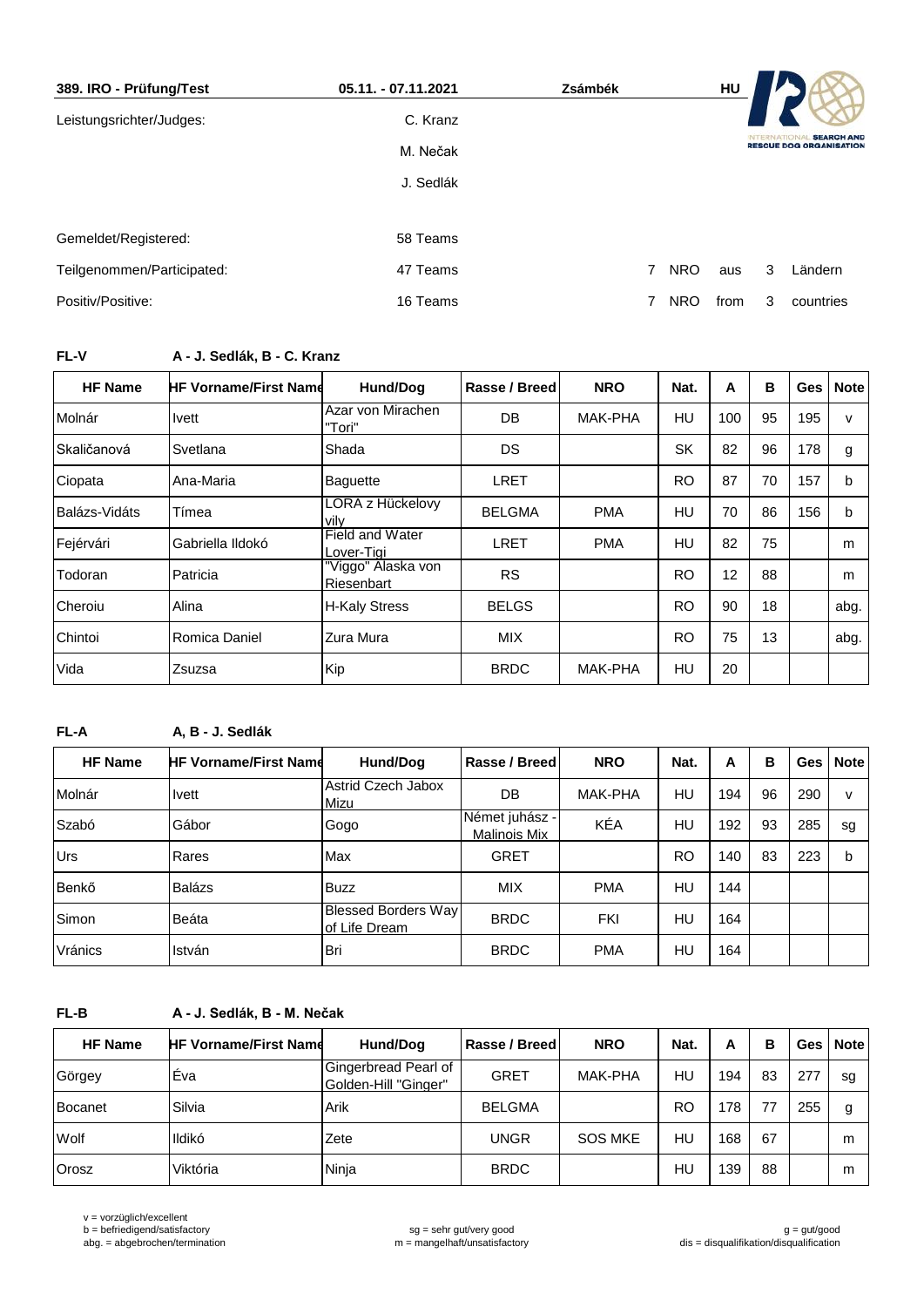**389. IRO - Prüfung/Test** **05.11. - 07.11.2021** **Zsámbék** **HU**

INTERNATIONAL SEARCH AND RESCUE DOG ORGANISATION

| | | | | | | |
|---|---|---|---|---|---|---|
| Leistungsrichter/Judges: | C. Kranz | | | | | |
| | M. Nečak | | | | | |
| | J. Sedlák | | | | | |
| Gemeldet/Registered: | 58 Teams | | | | | |
| Teilgenommen/Participated: | 47 Teams | 7 | NRO | aus | 3 | Ländern |
| Positiv/Positive: | 16 Teams | 7 | NRO | from | 3 | countries |

**FL-V** **A - J. Sedlák, B - C. Kranz**

| HF Name | HF Vorname/First Name | Hund/Dog | Rasse / Breed | NRO | Nat. | A | B | Ges | Note |
|---|---|---|---|---|---|---|---|---|---|
| Molnár | Ivett | Azar von Mirachen "Tori" | DB | MAK-PHA | HU | 100 | 95 | 195 | v |
| Skaličanová | Svetlana | Shada | DS | | SK | 82 | 96 | 178 | g |
| Ciopata | Ana-Maria | Baguette | LRET | | RO | 87 | 70 | 157 | b |
| Balázs-Vidáts | Tímea | LORA z Hückelovy vily | BELGMA | PMA | HU | 70 | 86 | 156 | b |
| Fejérvári | Gabriella Ildokó | Field and Water Lover-Tigi | LRET | PMA | HU | 82 | 75 | | m |
| Todoran | Patricia | "Viggo" Alaska von Riesenbart | RS | | RO | 12 | 88 | | m |
| Cheroiu | Alina | H-Kaly Stress | BELGS | | RO | 90 | 18 | | abg. |
| Chintoi | Romica Daniel | Zura Mura | MIX | | RO | 75 | 13 | | abg. |
| Vida | Zsuzsa | Kip | BRDC | MAK-PHA | HU | 20 | | | |

**FL-A** **A, B - J. Sedlák**

| HF Name | HF Vorname/First Name | Hund/Dog | Rasse / Breed | NRO | Nat. | A | B | Ges | Note |
|---|---|---|---|---|---|---|---|---|---|
| Molnár | Ivett | Astrid Czech Jabox Mizu | DB | MAK-PHA | HU | 194 | 96 | 290 | v |
| Szabó | Gábor | Gogo | Német juhász - Malinois Mix | KÉA | HU | 192 | 93 | 285 | sg |
| Urs | Rares | Max | GRET | | RO | 140 | 83 | 223 | b |
| Benkő | Balázs | Buzz | MIX | PMA | HU | 144 | | | |
| Simon | Beáta | Blessed Borders Way of Life Dream | BRDC | FKI | HU | 164 | | | |
| Vránics | István | Bri | BRDC | PMA | HU | 164 | | | |

**FL-B** **A - J. Sedlák, B - M. Nečak**

| HF Name | HF Vorname/First Name | Hund/Dog | Rasse / Breed | NRO | Nat. | A | B | Ges | Note |
|---|---|---|---|---|---|---|---|---|---|
| Görgey | Éva | Gingerbread Pearl of Golden-Hill "Ginger" | GRET | MAK-PHA | HU | 194 | 83 | 277 | sg |
| Bocanet | Silvia | Arik | BELGMA | | RO | 178 | 77 | 255 | g |
| Wolf | Ildikó | Zete | UNGR | SOS MKE | HU | 168 | 67 | | m |
| Orosz | Viktória | Ninja | BRDC | | HU | 139 | 88 | | m |

v = vorzüglich/excellent
b = befriedigend/satisfactory
abg. = abgebrochen/termination
sg = sehr gut/very good
m = mangelhaft/unsatisfactory
g = gut/good
dis = disqualifikation/disqualification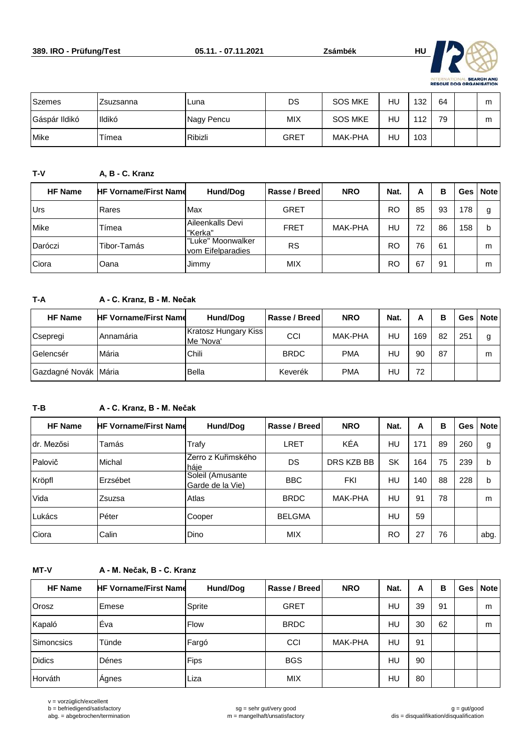| | | | | | | | | | |
|---|---|---|---|---|---|---|---|---|---|
| Szemes | Zsuzsanna | Luna | DS | SOS MKE | HU | 132 | 64 | | m |
| Gáspár Ildikó | Ildikó | Nagy Pencu | MIX | SOS MKE | HU | 112 | 79 | | m |
| Mike | Tímea | Ribizli | GRET | MAK-PHA | HU | 103 | | | |

**T-V** **A, B - C. Kranz**

| HF Name | HF Vorname/First Name | Hund/Dog | Rasse / Breed | NRO | Nat. | A | B | Ges | Note |
|---|---|---|---|---|---|---|---|---|---|
| Urs | Rares | Max | GRET | | RO | 85 | 93 | 178 | g |
| Mike | Tímea | Aileenkalls Devi "Kerka" | FRET | MAK-PHA | HU | 72 | 86 | 158 | b |
| Daróczi | Tibor-Tamás | "Luke" Moonwalker vom Eifelparadies | RS | | RO | 76 | 61 | | m |
| Ciora | Oana | Jimmy | MIX | | RO | 67 | 91 | | m |

**T-A** **A - C. Kranz, B - M. Nečak**

| HF Name | HF Vorname/First Name | Hund/Dog | Rasse / Breed | NRO | Nat. | A | B | Ges | Note |
|---|---|---|---|---|---|---|---|---|---|
| Csepregi | Annamária | Kratosz Hungary Kiss Me 'Nova' | CCI | MAK-PHA | HU | 169 | 82 | 251 | g |
| Gelencsér | Mária | Chili | BRDC | PMA | HU | 90 | 87 | | m |
| Gazdagné Novák | Mária | Bella | Keverék | PMA | HU | 72 | | | |

**T-B** **A - C. Kranz, B - M. Nečak**

| HF Name | HF Vorname/First Name | Hund/Dog | Rasse / Breed | NRO | Nat. | A | B | Ges | Note |
|---|---|---|---|---|---|---|---|---|---|
| dr. Mezősi | Tamás | Trafy | LRET | KÉA | HU | 171 | 89 | 260 | g |
| Palovič | Michal | Zerro z Kuřimského háje | DS | DRS KZB BB | SK | 164 | 75 | 239 | b |
| Kröpfl | Erzsébet | Soleil (Amusante Garde de la Vie) | BBC | FKI | HU | 140 | 88 | 228 | b |
| Vida | Zsuzsa | Atlas | BRDC | MAK-PHA | HU | 91 | 78 | | m |
| Lukács | Péter | Cooper | BELGMA | | HU | 59 | | | |
| Ciora | Calin | Dino | MIX | | RO | 27 | 76 | | abg. |

**MT-V** **A - M. Nečak, B - C. Kranz**

| HF Name | HF Vorname/First Name | Hund/Dog | Rasse / Breed | NRO | Nat. | A | B | Ges | Note |
|---|---|---|---|---|---|---|---|---|---|
| Orosz | Emese | Sprite | GRET | | HU | 39 | 91 | | m |
| Kapaló | Éva | Flow | BRDC | | HU | 30 | 62 | | m |
| Simoncsics | Tünde | Fargó | CCI | MAK-PHA | HU | 91 | | | |
| Didics | Dénes | Fips | BGS | | HU | 90 | | | |
| Horváth | Ágnes | Liza | MIX | | HU | 80 | | | |

v = vorzüglich/excellent
b = befriedigend/satisfactory
abg. = abgebrochen/termination

sg = sehr gut/very good
m = mangelhaft/unsatisfactory

g = gut/good
dis = disqualifikation/disqualification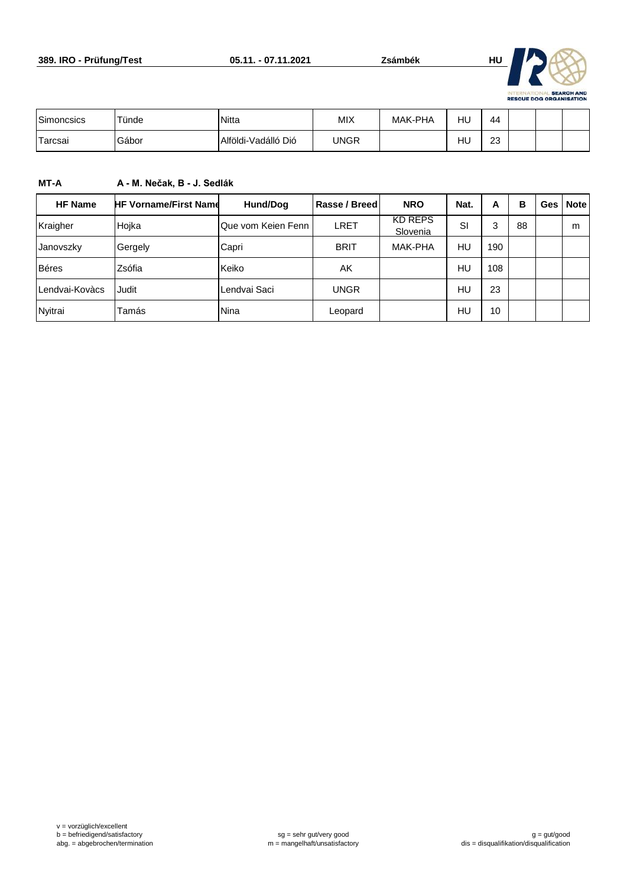| | | | | | | | | | |
|---|---|---|---|---|---|---|---|---|---|
| Simoncsics | Tünde | Nitta | MIX | MAK-PHA | HU | 44 | | | |
| Tarcsai | Gábor | Alföldi-Vadálló Dió | UNGR | | HU | 23 | | | |

**MT-A** **A - M. Nečak, B - J. Sedlák**

| HF Name | HF Vorname/First Name | Hund/Dog | Rasse / Breed | NRO | Nat. | A | B | Ges | Note |
|---|---|---|---|---|---|---|---|---|---|
| Kraigher | Hojka | Que vom Keien Fenn | LRET | KD REPS Slovenia | SI | 3 | 88 | | m |
| Janovszky | Gergely | Capri | BRIT | MAK-PHA | HU | 190 | | | |
| Béres | Zsófia | Keiko | AK | | HU | 108 | | | |
| Lendvai-Kovàcs | Judit | Lendvai Saci | UNGR | | HU | 23 | | | |
| Nyitrai | Tamás | Nina | Leopard | | HU | 10 | | | |

v = vorzüglich/excellent
b = befriedigend/satisfactory
abg. = abgebrochen/termination

sg = sehr gut/very good
m = mangelhaft/unsatisfactory

g = gut/good
dis = disqualifikation/disqualification